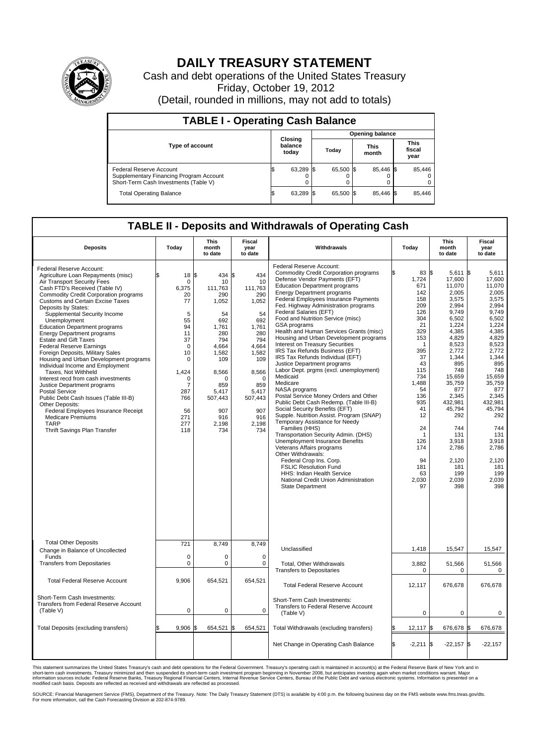# DAILY TREASURY STATEMENT

Cash and debt operations of the United States Treasury

Friday, October 19, 2012

(Detail, rounded in millions, may not add to totals)

## TABLE I - Operating Cash Balance

| Type of account | Closing balance today | Opening balance Today | Opening balance This month | Opening balance This fiscal year |
|---|---|---|---|---|
| Federal Reserve Account | $ 63,289 | $ 65,500 | $ 85,446 | $ 85,446 |
| Supplementary Financing Program Account | 0 | 0 | 0 | 0 |
| Short-Term Cash Investments (Table V) | 0 | 0 | 0 | 0 |
| Total Operating Balance | $ 63,289 | $ 65,500 | $ 85,446 | $ 85,446 |

## TABLE II - Deposits and Withdrawals of Operating Cash

| Deposits | Today | This month to date | Fiscal year to date | Withdrawals | Today | This month to date | Fiscal year to date |
|---|---|---|---|---|---|---|---|
| Federal Reserve Account: | | | | Federal Reserve Account: | | | |
| Agriculture Loan Repayments (misc) | $ 18 | $ 434 | $ 434 | Commodity Credit Corporation programs | $ 83 | $ 5,611 | $ 5,611 |
| Air Transport Security Fees | 0 | 10 | 10 | Defense Vendor Payments (EFT) | 1,724 | 17,600 | 17,600 |
| Cash FTD's Received (Table IV) | 6,375 | 111,763 | 111,763 | Education Department programs | 671 | 11,070 | 11,070 |
| Commodity Credit Corporation programs | 20 | 290 | 290 | Energy Department programs | 142 | 2,005 | 2,005 |
| Customs and Certain Excise Taxes | 77 | 1,052 | 1,052 | Federal Employees Insurance Payments | 158 | 3,575 | 3,575 |
| Deposits by States: | | | | Fed. Highway Administration programs | 209 | 2,994 | 2,994 |
| Supplemental Security Income | 5 | 54 | 54 | Federal Salaries (EFT) | 126 | 9,749 | 9,749 |
| Unemployment | 55 | 692 | 692 | Food and Nutrition Service (misc) | 304 | 6,502 | 6,502 |
| Education Department programs | 94 | 1,761 | 1,761 | GSA programs | 21 | 1,224 | 1,224 |
| Energy Department programs | 11 | 280 | 280 | Health and Human Services Grants (misc) | 329 | 4,385 | 4,385 |
| Estate and Gift Taxes | 37 | 794 | 794 | Housing and Urban Development programs | 153 | 4,829 | 4,829 |
| Federal Reserve Earnings | 0 | 4,664 | 4,664 | Interest on Treasury Securities | 1 | 8,523 | 8,523 |
| Foreign Deposits, Military Sales | 10 | 1,582 | 1,582 | IRS Tax Refunds Business (EFT) | 395 | 2,772 | 2,772 |
| Housing and Urban Development programs | 0 | 109 | 109 | IRS Tax Refunds Individual (EFT) | 37 | 1,344 | 1,344 |
| Individual Income and Employment | | | | Justice Department programs | 43 | 895 | 895 |
| Taxes, Not Withheld | 1,424 | 8,566 | 8,566 | Labor Dept. prgms (excl. unemployment) | 115 | 748 | 748 |
| Interest recd from cash investments | 0 | 0 | 0 | Medicaid | 734 | 15,659 | 15,659 |
| Justice Department programs | 7 | 859 | 859 | Medicare | 1,488 | 35,759 | 35,759 |
| Postal Service | 287 | 5,417 | 5,417 | NASA programs | 54 | 877 | 877 |
| Public Debt Cash Issues (Table III-B) | 766 | 507,443 | 507,443 | Postal Service Money Orders and Other | 136 | 2,345 | 2,345 |
| Other Deposits: | | | | Public Debt Cash Redemp. (Table III-B) | 935 | 432,981 | 432,981 |
| Federal Employees Insurance Receipt | 56 | 907 | 907 | Social Security Benefits (EFT) | 41 | 45,794 | 45,794 |
| Medicare Premiums | 271 | 916 | 916 | Supple. Nutrition Assist. Program (SNAP) | 12 | 292 | 292 |
| TARP | 277 | 2,198 | 2,198 | Temporary Assistance for Needy | | | |
| Thrift Savings Plan Transfer | 118 | 734 | 734 | Families (HHS) | 24 | 744 | 744 |
| | | | | Transportation Security Admin. (DHS) | 1 | 131 | 131 |
| | | | | Unemployment Insurance Benefits | 126 | 3,918 | 3,918 |
| | | | | Veterans Affairs programs | 174 | 2,786 | 2,786 |
| | | | | Other Withdrawals: | | | |
| | | | | Federal Crop Ins. Corp. | 94 | 2,120 | 2,120 |
| | | | | FSLIC Resolution Fund | 181 | 181 | 181 |
| | | | | HHS: Indian Health Service | 63 | 199 | 199 |
| | | | | National Credit Union Administration | 2,030 | 2,039 | 2,039 |
| | | | | State Department | 97 | 398 | 398 |
| Total Other Deposits | 721 | 8,749 | 8,749 | Unclassified | 1,418 | 15,547 | 15,547 |
| Change in Balance of Uncollected Funds | 0 | 0 | 0 | | | | |
| Transfers from Depositaries | 0 | 0 | 0 | Total, Other Withdrawals | 3,882 | 51,566 | 51,566 |
| | | | | Transfers to Depositaries | 0 | 0 | 0 |
| Total Federal Reserve Account | 9,906 | 654,521 | 654,521 | Total Federal Reserve Account | 12,117 | 676,678 | 676,678 |
| Short-Term Cash Investments: | | | | Short-Term Cash Investments: | | | |
| Transfers from Federal Reserve Account (Table V) | 0 | 0 | 0 | Transfers to Federal Reserve Account (Table V) | 0 | 0 | 0 |
| Total Deposits (excluding transfers) | $ 9,906 | $ 654,521 | $ 654,521 | Total Withdrawals (excluding transfers) | $ 12,117 | $ 676,678 | $ 676,678 |
| | | | | Net Change in Operating Cash Balance | $ -2,211 | $ -22,157 | $ -22,157 |

This statement summarizes the United States Treasury's cash and debt operations for the Federal Government. Treasury's operating cash is maintained in account(s) at the Federal Reserve Bank of New York and in short-term cash investments. Treasury minimized and then suspended its short-term cash investment program beginning in November 2008, but anticipates investing again when market conditions warrant. Major information sources include: Federal Reserve Banks, Treasury Regional Financial Centers, Internal Revenue Service Centers, Bureau of the Public Debt and various electronic systems. Information is presented on a modified cash basis. Deposits are reflected as received and withdrawals are reflected as processed.

SOURCE: Financial Management Service (FMS), Department of the Treasury. Note: The Daily Treasury Statement (DTS) is available by 4:00 p.m. the following business day on the FMS website www.fms.treas.gov/dts. For more information, call the Cash Forecasting Division at 202-874-9789.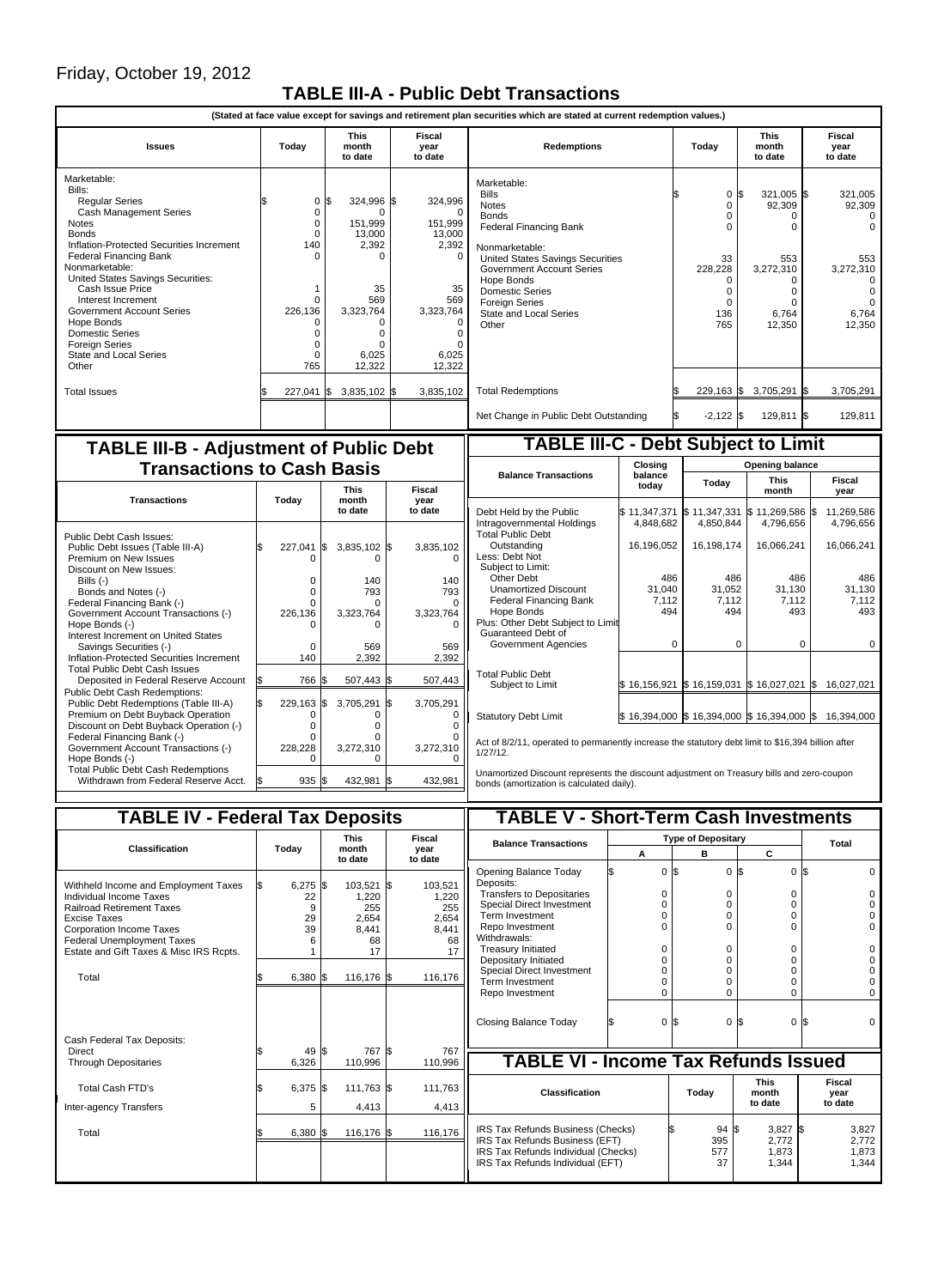Friday, October 19, 2012

# TABLE III-A - Public Debt Transactions

(Stated at face value except for savings and retirement plan securities which are stated at current redemption values.)

| Issues | Today | This month to date | Fiscal year to date |
|---|---|---|---|
| Marketable: | | | |
| Bills: | | | |
| Regular Series | $ 0 | $ 324,996 | $ 324,996 |
| Cash Management Series | 0 | 0 | 0 |
| Notes | 0 | 151,999 | 151,999 |
| Bonds | 0 | 13,000 | 13,000 |
| Inflation-Protected Securities Increment | 140 | 2,392 | 2,392 |
| Federal Financing Bank | 0 | 0 | 0 |
| Nonmarketable: | | | |
| United States Savings Securities: | | | |
| Cash Issue Price | 1 | 35 | 35 |
| Interest Increment | 0 | 569 | 569 |
| Government Account Series | 226,136 | 3,323,764 | 3,323,764 |
| Hope Bonds | 0 | 0 | 0 |
| Domestic Series | 0 | 0 | 0 |
| Foreign Series | 0 | 0 | 0 |
| State and Local Series | 0 | 6,025 | 6,025 |
| Other | 765 | 12,322 | 12,322 |
| Total Issues | $ 227,041 | $ 3,835,102 | $ 3,835,102 |

| Redemptions | Today | This month to date | Fiscal year to date |
|---|---|---|---|
| Marketable: | | | |
| Bills | $ 0 | $ 321,005 | $ 321,005 |
| Notes | 0 | 92,309 | 92,309 |
| Bonds | 0 | 0 | 0 |
| Federal Financing Bank | 0 | 0 | 0 |
| Nonmarketable: | | | |
| United States Savings Securities | 33 | 553 | 553 |
| Government Account Series | 228,228 | 3,272,310 | 3,272,310 |
| Hope Bonds | 0 | 0 | 0 |
| Domestic Series | 0 | 0 | 0 |
| Foreign Series | 0 | 0 | 0 |
| State and Local Series | 136 | 6,764 | 6,764 |
| Other | 765 | 12,350 | 12,350 |
| Total Redemptions | $ 229,163 | $ 3,705,291 | $ 3,705,291 |
| Net Change in Public Debt Outstanding | $ -2,122 | $ 129,811 | $ 129,811 |

# TABLE III-B - Adjustment of Public Debt Transactions to Cash Basis

| Transactions | Today | This month to date | Fiscal year to date |
|---|---|---|---|
| Public Debt Cash Issues: | | | |
| Public Debt Issues (Table III-A) | $ 227,041 | $ 3,835,102 | $ 3,835,102 |
| Premium on New Issues | 0 | 0 | 0 |
| Discount on New Issues: | | | |
| Bills (-) | 0 | 140 | 140 |
| Bonds and Notes (-) | 0 | 793 | 793 |
| Federal Financing Bank (-) | 0 | 0 | 0 |
| Government Account Transactions (-) | 226,136 | 3,323,764 | 3,323,764 |
| Hope Bonds (-) | 0 | 0 | 0 |
| Interest Increment on United States Savings Securities (-) | 0 | 569 | 569 |
| Inflation-Protected Securities Increment | 140 | 2,392 | 2,392 |
| Total Public Debt Cash Issues Deposited in Federal Reserve Account | $ 766 | $ 507,443 | $ 507,443 |
| Public Debt Cash Redemptions: | | | |
| Public Debt Redemptions (Table III-A) | $ 229,163 | $ 3,705,291 | $ 3,705,291 |
| Premium on Debt Buyback Operation | 0 | 0 | 0 |
| Discount on Debt Buyback Operation (-) | 0 | 0 | 0 |
| Federal Financing Bank (-) | 0 | 0 | 0 |
| Government Account Transactions (-) | 228,228 | 3,272,310 | 3,272,310 |
| Hope Bonds (-) | 0 | 0 | 0 |
| Total Public Debt Cash Redemptions Withdrawn from Federal Reserve Acct. | $ 935 | $ 432,981 | $ 432,981 |

# TABLE III-C - Debt Subject to Limit

| Balance Transactions | Closing balance today | Opening balance Today | Opening balance This month | Opening balance Fiscal year |
|---|---|---|---|---|
| Debt Held by the Public | $ 11,347,371 | $ 11,347,331 | $ 11,269,586 | $ 11,269,586 |
| Intragovernmental Holdings | 4,848,682 | 4,850,844 | 4,796,656 | 4,796,656 |
| Total Public Debt Outstanding | 16,196,052 | 16,198,174 | 16,066,241 | 16,066,241 |
| Less: Debt Not Subject to Limit: | | | | |
| Other Debt | 486 | 486 | 486 | 486 |
| Unamortized Discount | 31,040 | 31,052 | 31,130 | 31,130 |
| Federal Financing Bank | 7,112 | 7,112 | 7,112 | 7,112 |
| Hope Bonds | 494 | 494 | 493 | 493 |
| Plus: Other Debt Subject to Limit | | | | |
| Guaranteed Debt of Government Agencies | 0 | 0 | 0 | 0 |
| Total Public Debt Subject to Limit | $ 16,156,921 | $ 16,159,031 | $ 16,027,021 | $ 16,027,021 |
| Statutory Debt Limit | $ 16,394,000 | $ 16,394,000 | $ 16,394,000 | $ 16,394,000 |

Act of 8/2/11, operated to permanently increase the statutory debt limit to $16,394 billion after 1/27/12.

Unamortized Discount represents the discount adjustment on Treasury bills and zero-coupon bonds (amortization is calculated daily).

# TABLE IV - Federal Tax Deposits

| Classification | Today | This month to date | Fiscal year to date |
|---|---|---|---|
| Withheld Income and Employment Taxes | $ 6,275 | $ 103,521 | $ 103,521 |
| Individual Income Taxes | 22 | 1,220 | 1,220 |
| Railroad Retirement Taxes | 9 | 255 | 255 |
| Excise Taxes | 29 | 2,654 | 2,654 |
| Corporation Income Taxes | 39 | 8,441 | 8,441 |
| Federal Unemployment Taxes | 6 | 68 | 68 |
| Estate and Gift Taxes & Misc IRS Rcpts. | 1 | 17 | 17 |
| Total | $ 6,380 | $ 116,176 | $ 116,176 |
| Cash Federal Tax Deposits: | | | |
| Direct | $ 49 | $ 767 | $ 767 |
| Through Depositaries | 6,326 | 110,996 | 110,996 |
| Total Cash FTD's | $ 6,375 | $ 111,763 | $ 111,763 |
| Inter-agency Transfers | 5 | 4,413 | 4,413 |
| Total | $ 6,380 | $ 116,176 | $ 116,176 |

# TABLE V - Short-Term Cash Investments

| Balance Transactions | Type of Depositary A | Type of Depositary B | Type of Depositary C | Total |
|---|---|---|---|---|
| Opening Balance Today | $ 0 | $ 0 | $ 0 | $ 0 |
| Deposits: | | | | |
| Transfers to Depositaries | 0 | 0 | 0 | 0 |
| Special Direct Investment | 0 | 0 | 0 | 0 |
| Term Investment | 0 | 0 | 0 | 0 |
| Repo Investment | 0 | 0 | 0 | 0 |
| Withdrawals: | | | | |
| Treasury Initiated | 0 | 0 | 0 | 0 |
| Depositary Initiated | 0 | 0 | 0 | 0 |
| Special Direct Investment | 0 | 0 | 0 | 0 |
| Term Investment | 0 | 0 | 0 | 0 |
| Repo Investment | 0 | 0 | 0 | 0 |
| Closing Balance Today | $ 0 | $ 0 | $ 0 | $ 0 |

# TABLE VI - Income Tax Refunds Issued

| Classification | Today | This month to date | Fiscal year to date |
|---|---|---|---|
| IRS Tax Refunds Business (Checks) | $ 94 | $ 3,827 | $ 3,827 |
| IRS Tax Refunds Business (EFT) | 395 | 2,772 | 2,772 |
| IRS Tax Refunds Individual (Checks) | 577 | 1,873 | 1,873 |
| IRS Tax Refunds Individual (EFT) | 37 | 1,344 | 1,344 |